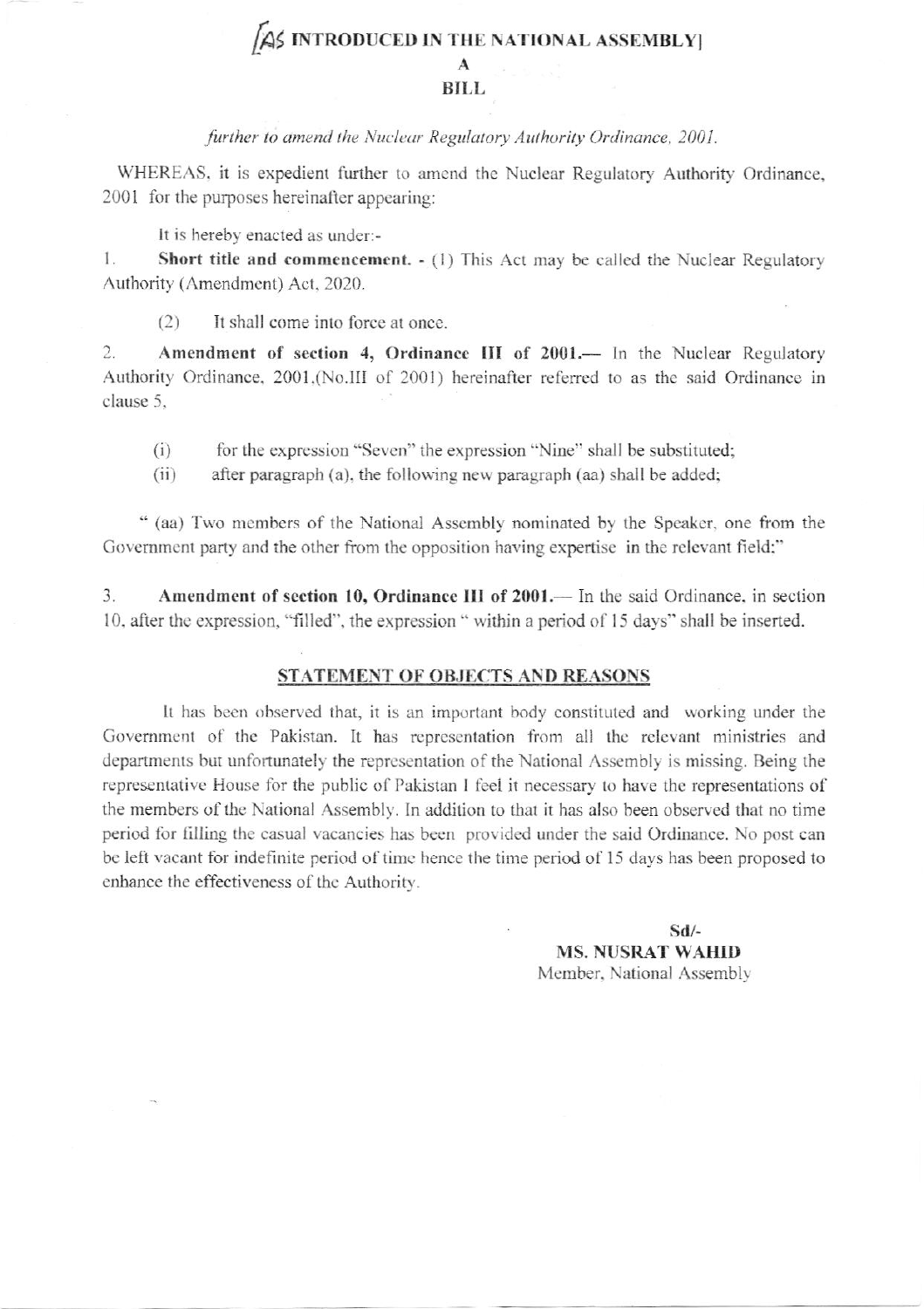[AS INTRODUCED IN THE NATIONAL ASSEMBLY]

# A

# BILL

*further to amend the Nuclear Regulatory Authority Ordinance, 2001.*

WHEREAS, it is expedient further to amend the Nuclear Regulatory Authority Ordinance, 2001 for the purposes hereinafter appearing:

It is hereby enacted as under:-

1. **Short title and commencement.** - (1) This Act may be called the Nuclear Regulatory Authority (Amendment) Act, 2020.

   (2) It shall come into force at once.

2. **Amendment of section 4, Ordinance III of 2001.**— In the Nuclear Regulatory Authority Ordinance, 2001,(No.III of 2001) hereinafter referred to as the said Ordinance in clause 5,

   (i) for the expression "Seven" the expression "Nine" shall be substituted;

   (ii) after paragraph (a), the following new paragraph (aa) shall be added;

" (aa) Two members of the National Assembly nominated by the Speaker, one from the Government party and the other from the opposition having expertise in the relevant field:"

3. **Amendment of section 10, Ordinance III of 2001.**— In the said Ordinance, in section 10, after the expression, "filled", the expression " within a period of 15 days" shall be inserted.

## STATEMENT OF OBJECTS AND REASONS

It has been observed that, it is an important body constituted and working under the Government of the Pakistan. It has representation from all the relevant ministries and departments but unfortunately the representation of the National Assembly is missing. Being the representative House for the public of Pakistan I feel it necessary to have the representations of the members of the National Assembly. In addition to that it has also been observed that no time period for filling the casual vacancies has been provided under the said Ordinance. No post can be left vacant for indefinite period of time hence the time period of 15 days has been proposed to enhance the effectiveness of the Authority.

Sd/-
**MS. NUSRAT WAHID**
Member, National Assembly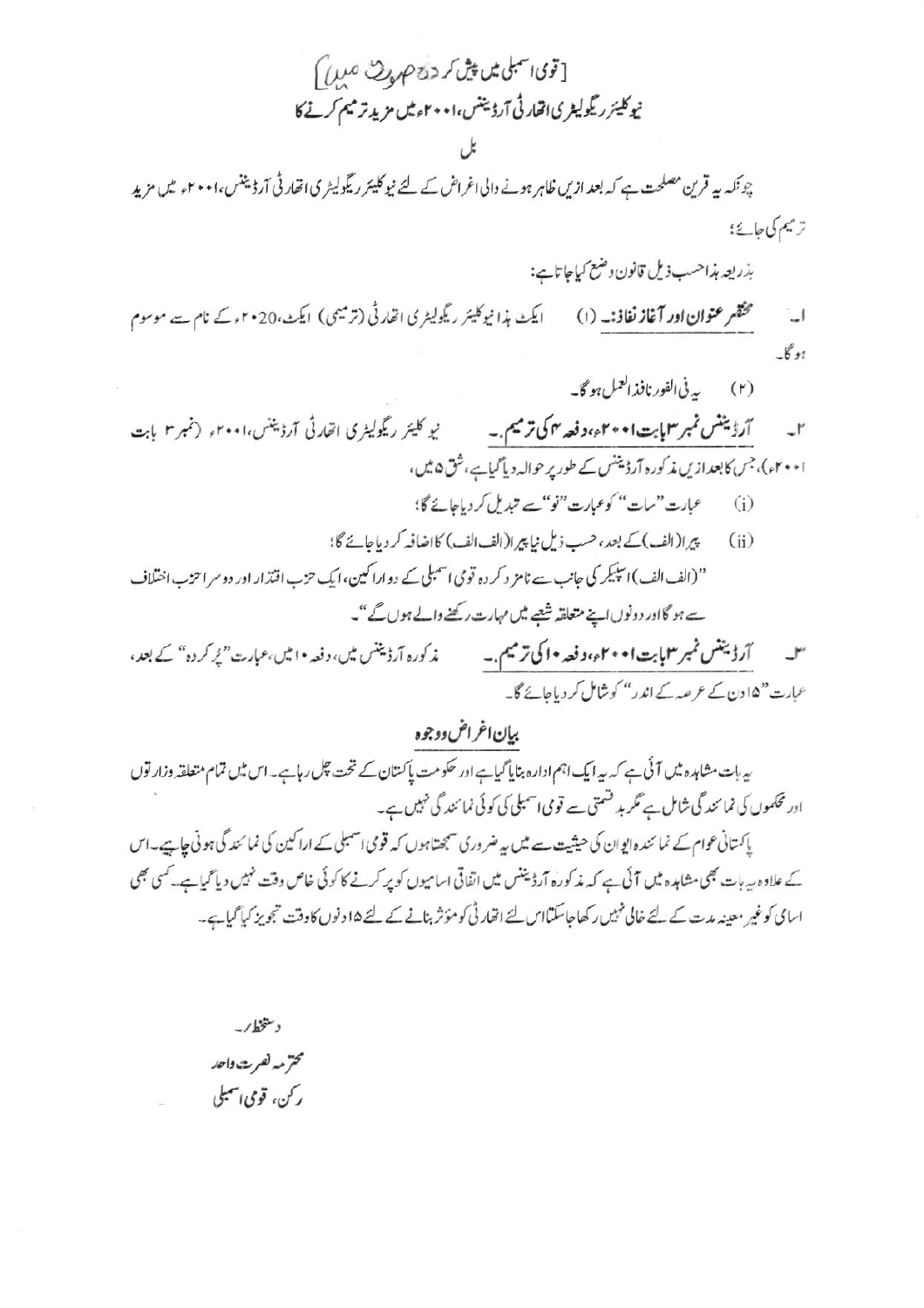[قومی اسمبلی میں پیش کردہ صورت میں]

## نیوکلیئر ریگولیٹری اتھارٹی آرڈیننس، ۲۰۰۱ء میں مزید ترمیم کرنے کا

## بل

چونکہ یہ قرین مصلحت ہے کہ بعد ازیں ظاہر ہونے والی اغراض کے لئے نیوکلیئر ریگولیٹری اتھارٹی آرڈیننس، ۲۰۰۱ء میں مزید ترمیم کی جائے؛

بذریعہ ہذا حسب ذیل قانون وضع کیا جاتا ہے:

۱۔ **مختصر عنوان اور آغاز نفاذ۔** (۱) ایکٹ ہذا نیوکلیئر ریگولیٹری اتھارٹی (ترمیمی) ایکٹ، 20۲۰ء کے نام سے موسوم ہو گا۔

(۲) یہ فی الفور نافذ العمل ہو گا۔

۲۔ **آرڈیننس نمبر ۳ بابت ۲۰۰۱ء، دفعہ ۴ کی ترمیم۔** نیوکلیئر ریگولیٹری اتھارٹی آرڈیننس، ۲۰۰۱ء (نمبر ۳ بابت ۲۰۰۱ء)، جس کا بعد ازیں مذکورہ آرڈیننس کے طور پر حوالہ دیا گیا ہے، شق ۵ میں،

(i) عبارت "سات" کو عبارت "نو" سے تبدیل کر دیا جائے گا؛

(ii) پیرا (الف) کے بعد، حسب ذیل نیا پیرا (الف الف) کا اضافہ کر دیا جائے گا؛

"(الف الف) اسپیکر کی جانب سے نامزد کردہ قومی اسمبلی کے دو اراکین، ایک حزب اقتدار اور دوسرا حزب اختلاف سے ہو گا اور دونوں اپنے متعلقہ شعبے میں مہارت رکھنے والے ہوں گے"۔

۳۔ **آرڈیننس نمبر ۳ بابت ۲۰۰۱ء، دفعہ ۱۰ کی ترمیم۔** مذکورہ آرڈیننس میں، دفعہ ۱۰ میں، عبارت "پُر کردہ" کے بعد، عبارت "۱۵ دن کے عرصہ کے اندر" کو شامل کر دیا جائے گا۔

## بیان اغراض ووجوہ

یہ بات مشاہدہ میں آئی ہے کہ یہ ایک اہم ادارہ بنایا گیا ہے اور حکومت پاکستان کے تحت چل رہا ہے۔ اس میں تمام متعلقہ وزارتوں اور محکموں کی نمائندگی شامل ہے مگر بدقسمتی سے قومی اسمبلی کی کوئی نمائندگی نہیں ہے۔

پاکستانی عوام کے نمائندہ ایوان کی حیثیت سے میں یہ ضروری سمجھتا ہوں کہ قومی اسمبلی کے اراکین کی نمائندگی ہونی چاہیے۔ اس کے علاوہ یہ بات بھی مشاہدہ میں آئی ہے کہ مذکورہ آرڈیننس میں اتفاقی اسامیوں کو پُر کرنے کا کوئی خاص وقت نہیں دیا گیا ہے۔ کسی بھی اسامی کو غیر معینہ مدت کے لئے خالی نہیں رکھا جا سکتا اس لئے اتھارٹی کو مؤثر بنانے کے لئے ۱۵ دنوں کا وقت تجویز کیا گیا ہے۔

دستخط/-

محترمہ نصرت واحد

رکن، قومی اسمبلی